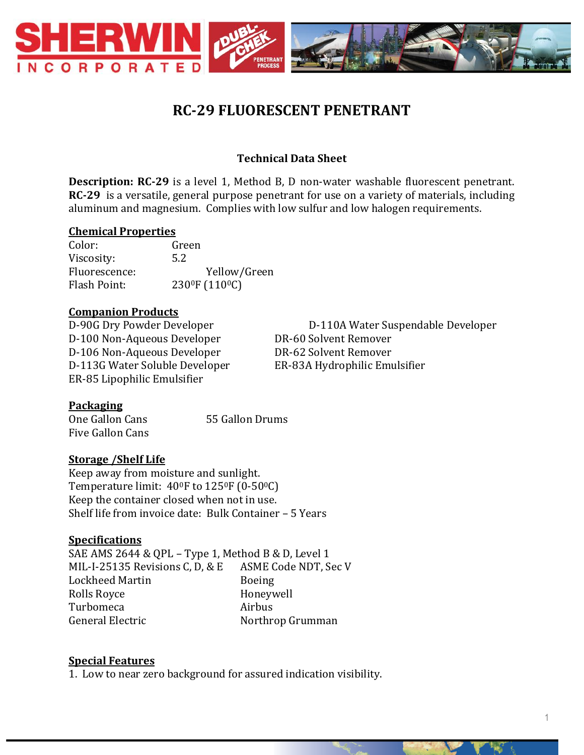# RC-29 FLUORESCENT PENETRANT

## Technical Data Sheet

**Description: RC-29** is a level 1, Method B, D non-water washable fluorescent penetrant. **RC-29** is a versatile, general purpose penetrant for use on a variety of materials, including aluminum and magnesium. Complies with low sulfur and low halogen requirements.

### Chemical Properties

Color: Green
Viscosity: 5.2
Fluorescence: Yellow/Green
Flash Point: $230^0$F ($110^0$C)

### Companion Products

D-90G Dry Powder Developer
D-100 Non-Aqueous Developer
D-106 Non-Aqueous Developer
D-113G Water Soluble Developer
ER-85 Lipophilic Emulsifier
D-110A Water Suspendable Developer
DR-60 Solvent Remover
DR-62 Solvent Remover
ER-83A Hydrophilic Emulsifier

### Packaging

One Gallon Cans
Five Gallon Cans
55 Gallon Drums

### Storage /Shelf Life

Keep away from moisture and sunlight.
Temperature limit: $40^0$F to $125^0$F (0-$50^0$C)
Keep the container closed when not in use.
Shelf life from invoice date: Bulk Container – 5 Years

### Specifications

SAE AMS 2644 & QPL – Type 1, Method B & D, Level 1
MIL-I-25135 Revisions C, D, & E
ASME Code NDT, Sec V
Lockheed Martin
Boeing
Rolls Royce
Honeywell
Turbomeca
Airbus
General Electric
Northrop Grumman

### Special Features

1. Low to near zero background for assured indication visibility.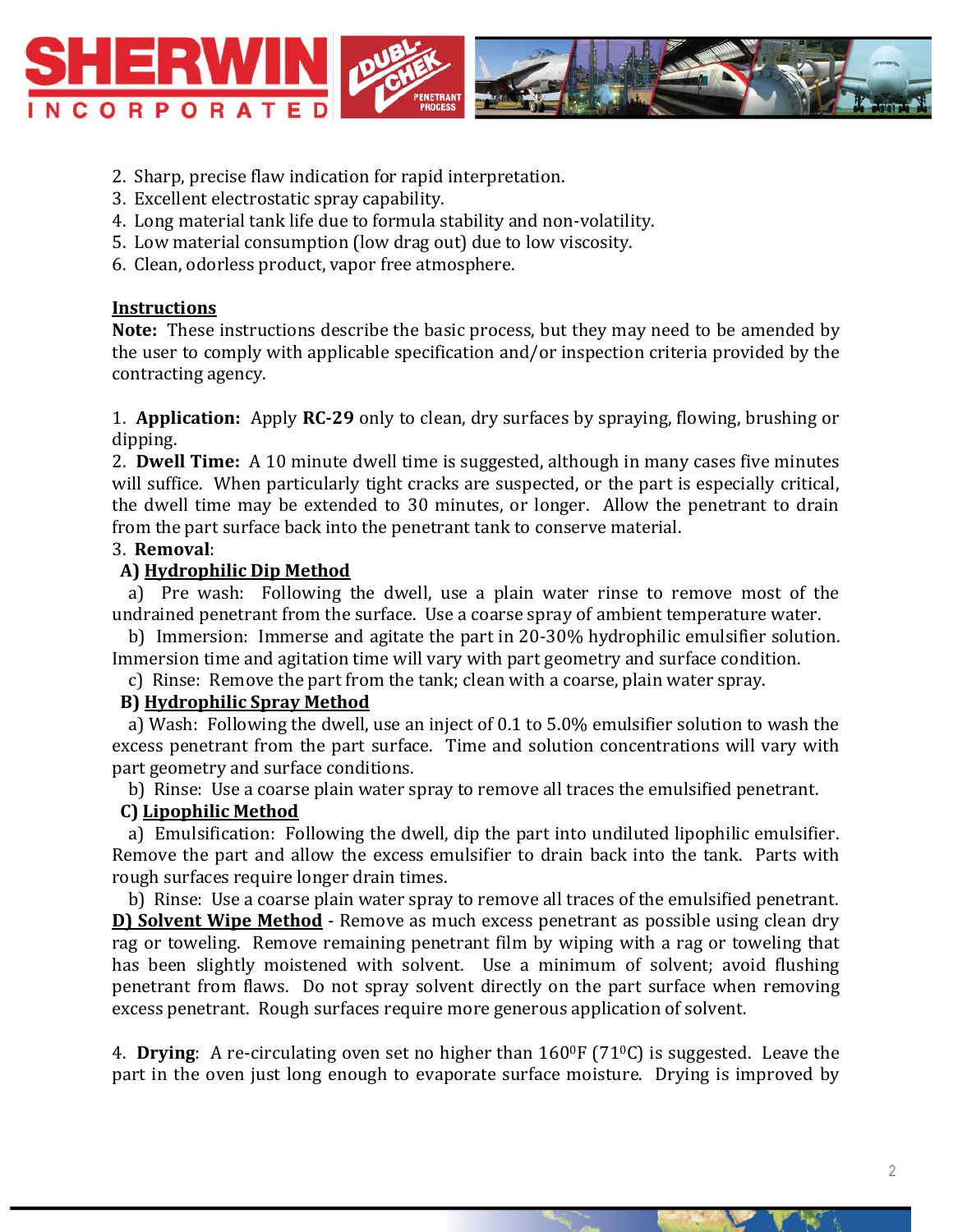2. Sharp, precise flaw indication for rapid interpretation.
3. Excellent electrostatic spray capability.
4. Long material tank life due to formula stability and non-volatility.
5. Low material consumption (low drag out) due to low viscosity.
6. Clean, odorless product, vapor free atmosphere.

**Instructions**

**Note:** These instructions describe the basic process, but they may need to be amended by the user to comply with applicable specification and/or inspection criteria provided by the contracting agency.

1. **Application:** Apply **RC-29** only to clean, dry surfaces by spraying, flowing, brushing or dipping.
2. **Dwell Time:** A 10 minute dwell time is suggested, although in many cases five minutes will suffice. When particularly tight cracks are suspected, or the part is especially critical, the dwell time may be extended to 30 minutes, or longer. Allow the penetrant to drain from the part surface back into the penetrant tank to conserve material.
3. **Removal**:

**A) Hydrophilic Dip Method**

a) Pre wash: Following the dwell, use a plain water rinse to remove most of the undrained penetrant from the surface. Use a coarse spray of ambient temperature water.

b) Immersion: Immerse and agitate the part in 20-30% hydrophilic emulsifier solution. Immersion time and agitation time will vary with part geometry and surface condition.

c) Rinse: Remove the part from the tank; clean with a coarse, plain water spray.

**B) Hydrophilic Spray Method**

a) Wash: Following the dwell, use an inject of 0.1 to 5.0% emulsifier solution to wash the excess penetrant from the part surface. Time and solution concentrations will vary with part geometry and surface conditions.

b) Rinse: Use a coarse plain water spray to remove all traces the emulsified penetrant.

**C) Lipophilic Method**

a) Emulsification: Following the dwell, dip the part into undiluted lipophilic emulsifier. Remove the part and allow the excess emulsifier to drain back into the tank. Parts with rough surfaces require longer drain times.

b) Rinse: Use a coarse plain water spray to remove all traces of the emulsified penetrant.

**D) Solvent Wipe Method** - Remove as much excess penetrant as possible using clean dry rag or toweling. Remove remaining penetrant film by wiping with a rag or toweling that has been slightly moistened with solvent. Use a minimum of solvent; avoid flushing penetrant from flaws. Do not spray solvent directly on the part surface when removing excess penetrant. Rough surfaces require more generous application of solvent.

4. **Drying**: A re-circulating oven set no higher than 160°F (71°C) is suggested. Leave the part in the oven just long enough to evaporate surface moisture. Drying is improved by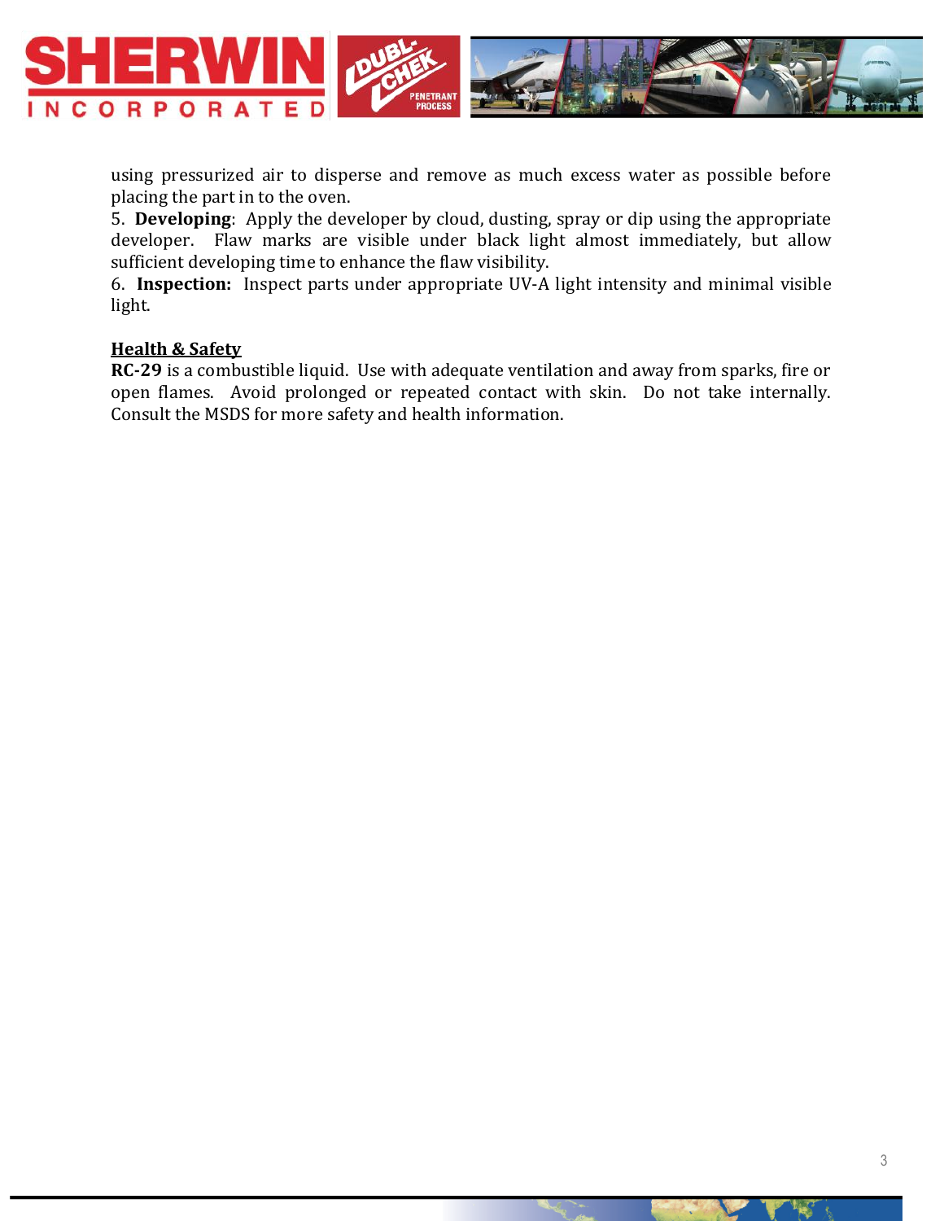using pressurized air to disperse and remove as much excess water as possible before placing the part in to the oven.

5. **Developing**: Apply the developer by cloud, dusting, spray or dip using the appropriate developer. Flaw marks are visible under black light almost immediately, but allow sufficient developing time to enhance the flaw visibility.

6. **Inspection:** Inspect parts under appropriate UV-A light intensity and minimal visible light.

## Health & Safety

**RC-29** is a combustible liquid. Use with adequate ventilation and away from sparks, fire or open flames. Avoid prolonged or repeated contact with skin. Do not take internally. Consult the MSDS for more safety and health information.